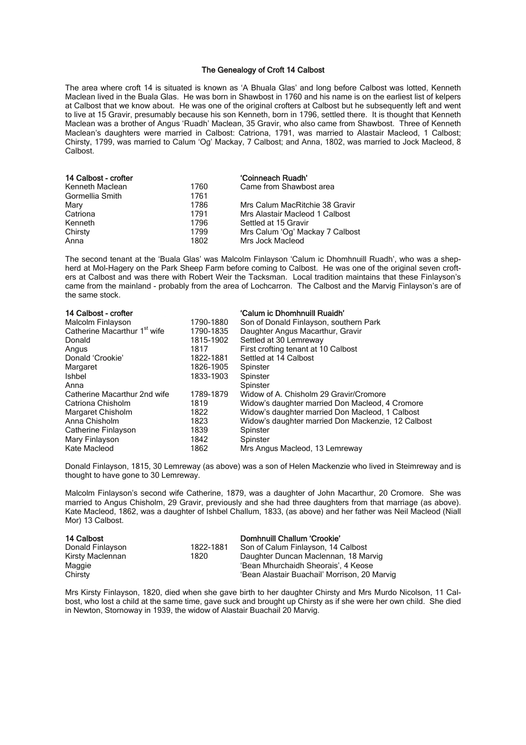# The Genealogy of Croft 14 Calbost

The area where croft 14 is situated is known as 'A Bhuala Glas' and long before Calbost was lotted, Kenneth Maclean lived in the Buala Glas. He was born in Shawbost in 1760 and his name is on the earliest list of kelpers at Calbost that we know about. He was one of the original crofters at Calbost but he subsequently left and went to live at 15 Gravir, presumably because his son Kenneth, born in 1796, settled there. It is thought that Kenneth Maclean was a brother of Angus 'Ruadh' Maclean, 35 Gravir, who also came from Shawbost. Three of Kenneth Maclean's daughters were married in Calbost: Catriona, 1791, was married to Alastair Macleod, 1 Calbost; Chirsty, 1799, was married to Calum 'Og' Mackay, 7 Calbost; and Anna, 1802, was married to Jock Macleod, 8 Calbost.

| **14 Calbost - crofter** | | **'Coinneach Ruadh'** |
|---|---|---|
| Kenneth Maclean | 1760 | Came from Shawbost area |
| Gormellia Smith | 1761 | |
| Mary | 1786 | Mrs Calum MacRitchie 38 Gravir |
| Catriona | 1791 | Mrs Alastair Macleod 1 Calbost |
| Kenneth | 1796 | Settled at 15 Gravir |
| Chirsty | 1799 | Mrs Calum 'Og' Mackay 7 Calbost |
| Anna | 1802 | Mrs Jock Macleod |

The second tenant at the 'Buala Glas' was Malcolm Finlayson 'Calum ic Dhomhnuill Ruadh', who was a shepherd at Mol-Hagery on the Park Sheep Farm before coming to Calbost. He was one of the original seven crofters at Calbost and was there with Robert Weir the Tacksman. Local tradition maintains that these Finlayson's came from the mainland - probably from the area of Lochcarron. The Calbost and the Marvig Finlayson's are of the same stock.

| **14 Calbost - crofter** | | **'Calum ic Dhomhnuill Ruaidh'** |
|---|---|---|
| Malcolm Finlayson | 1790-1880 | Son of Donald Finlayson, southern Park |
| Catherine Macarthur 1st wife | 1790-1835 | Daughter Angus Macarthur, Gravir |
| Donald | 1815-1902 | Settled at 30 Lemreway |
| Angus | 1817 | First crofting tenant at 10 Calbost |
| Donald 'Crookie' | 1822-1881 | Settled at 14 Calbost |
| Margaret | 1826-1905 | Spinster |
| Ishbel | 1833-1903 | Spinster |
| Anna | | Spinster |
| Catherine Macarthur 2nd wife | 1789-1879 | Widow of A. Chisholm 29 Gravir/Cromore |
| Catriona Chisholm | 1819 | Widow's daughter married Don Macleod, 4 Cromore |
| Margaret Chisholm | 1822 | Widow's daughter married Don Macleod, 1 Calbost |
| Anna Chisholm | 1823 | Widow's daughter married Don Mackenzie, 12 Calbost |
| Catherine Finlayson | 1839 | Spinster |
| Mary Finlayson | 1842 | Spinster |
| Kate Macleod | 1862 | Mrs Angus Macleod, 13 Lemreway |

Donald Finlayson, 1815, 30 Lemreway (as above) was a son of Helen Mackenzie who lived in Steimreway and is thought to have gone to 30 Lemreway.

Malcolm Finlayson's second wife Catherine, 1879, was a daughter of John Macarthur, 20 Cromore. She was married to Angus Chisholm, 29 Gravir, previously and she had three daughters from that marriage (as above). Kate Macleod, 1862, was a daughter of Ishbel Challum, 1833, (as above) and her father was Neil Macleod (Niall Mor) 13 Calbost.

| **14 Calbost** | | **Domhnuill Challum 'Crookie'** |
|---|---|---|
| Donald Finlayson | 1822-1881 | Son of Calum Finlayson, 14 Calbost |
| Kirsty Maclennan | 1820 | Daughter Duncan Maclennan, 18 Marvig |
| Maggie | | 'Bean Mhurchaidh Sheorais', 4 Keose |
| Chirsty | | 'Bean Alastair Buachail' Morrison, 20 Marvig |

Mrs Kirsty Finlayson, 1820, died when she gave birth to her daughter Chirsty and Mrs Murdo Nicolson, 11 Calbost, who lost a child at the same time, gave suck and brought up Chirsty as if she were her own child. She died in Newton, Stornoway in 1939, the widow of Alastair Buachail 20 Marvig.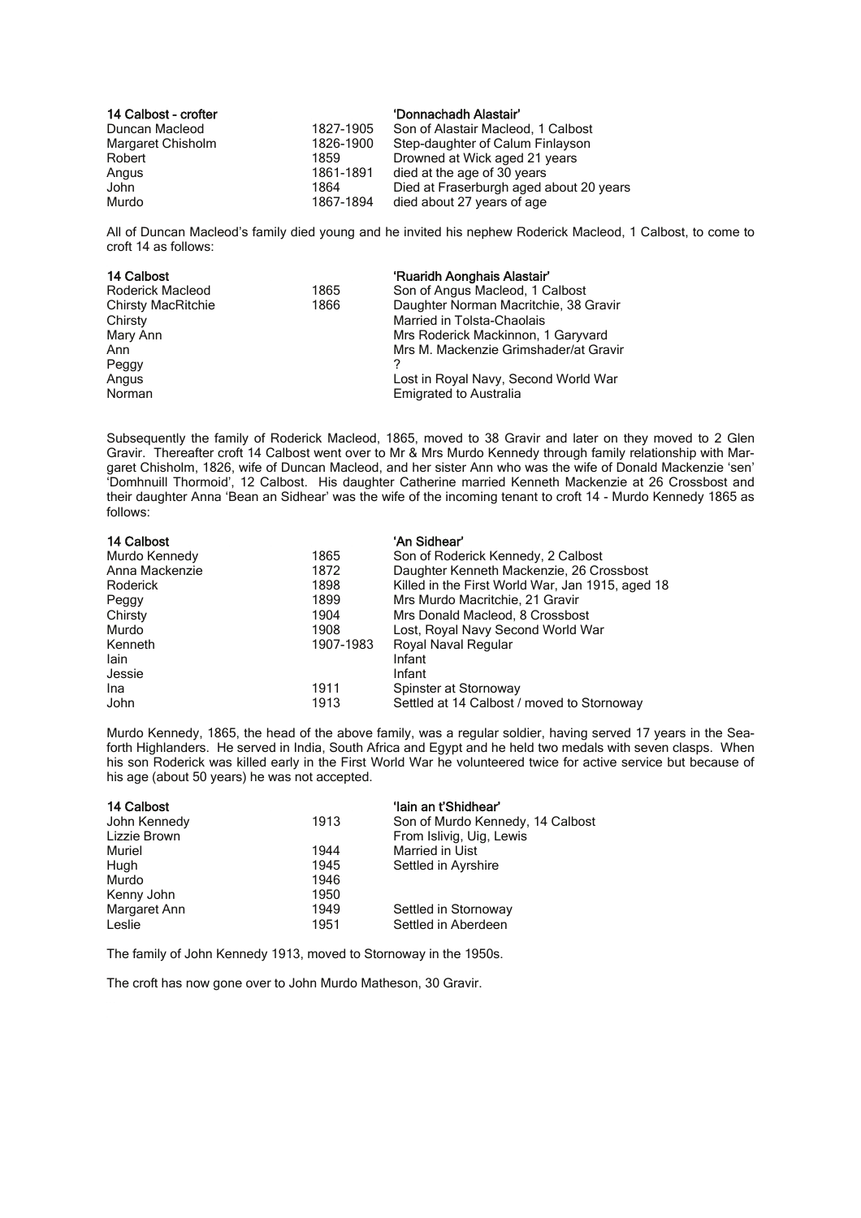| 14 Calbost - crofter | | 'Donnachadh Alastair' |
|---|---|---|
| Duncan Macleod | 1827-1905 | Son of Alastair Macleod, 1 Calbost |
| Margaret Chisholm | 1826-1900 | Step-daughter of Calum Finlayson |
| Robert | 1859 | Drowned at Wick aged 21 years |
| Angus | 1861-1891 | died at the age of 30 years |
| John | 1864 | Died at Fraserburgh aged about 20 years |
| Murdo | 1867-1894 | died about 27 years of age |

All of Duncan Macleod's family died young and he invited his nephew Roderick Macleod, 1 Calbost, to come to croft 14 as follows:

| 14 Calbost | | 'Ruaridh Aonghais Alastair' |
|---|---|---|
| Roderick Macleod | 1865 | Son of Angus Macleod, 1 Calbost |
| Chirsty MacRitchie | 1866 | Daughter Norman Macritchie, 38 Gravir |
| Chirsty | | Married in Tolsta-Chaolais |
| Mary Ann | | Mrs Roderick Mackinnon, 1 Garyvard |
| Ann | | Mrs M. Mackenzie Grimshader/at Gravir |
| Peggy | | ? |
| Angus | | Lost in Royal Navy, Second World War |
| Norman | | Emigrated to Australia |

Subsequently the family of Roderick Macleod, 1865, moved to 38 Gravir and later on they moved to 2 Glen Gravir. Thereafter croft 14 Calbost went over to Mr & Mrs Murdo Kennedy through family relationship with Margaret Chisholm, 1826, wife of Duncan Macleod, and her sister Ann who was the wife of Donald Mackenzie 'sen' 'Domhnuill Thormoid', 12 Calbost. His daughter Catherine married Kenneth Mackenzie at 26 Crossbost and their daughter Anna 'Bean an Sidhear' was the wife of the incoming tenant to croft 14 - Murdo Kennedy 1865 as follows:

| 14 Calbost | | 'An Sidhear' |
|---|---|---|
| Murdo Kennedy | 1865 | Son of Roderick Kennedy, 2 Calbost |
| Anna Mackenzie | 1872 | Daughter Kenneth Mackenzie, 26 Crossbost |
| Roderick | 1898 | Killed in the First World War, Jan 1915, aged 18 |
| Peggy | 1899 | Mrs Murdo Macritchie, 21 Gravir |
| Chirsty | 1904 | Mrs Donald Macleod, 8 Crossbost |
| Murdo | 1908 | Lost, Royal Navy Second World War |
| Kenneth | 1907-1983 | Royal Naval Regular |
| Iain | | Infant |
| Jessie | | Infant |
| Ina | 1911 | Spinster at Stornoway |
| John | 1913 | Settled at 14 Calbost / moved to Stornoway |

Murdo Kennedy, 1865, the head of the above family, was a regular soldier, having served 17 years in the Seaforth Highlanders. He served in India, South Africa and Egypt and he held two medals with seven clasps. When his son Roderick was killed early in the First World War he volunteered twice for active service but because of his age (about 50 years) he was not accepted.

| 14 Calbost | | 'Iain an t'Shidhear' |
|---|---|---|
| John Kennedy | 1913 | Son of Murdo Kennedy, 14 Calbost |
| Lizzie Brown | | From Islivig, Uig, Lewis |
| Muriel | 1944 | Married in Uist |
| Hugh | 1945 | Settled in Ayrshire |
| Murdo | 1946 | |
| Kenny John | 1950 | |
| Margaret Ann | 1949 | Settled in Stornoway |
| Leslie | 1951 | Settled in Aberdeen |

The family of John Kennedy 1913, moved to Stornoway in the 1950s.

The croft has now gone over to John Murdo Matheson, 30 Gravir.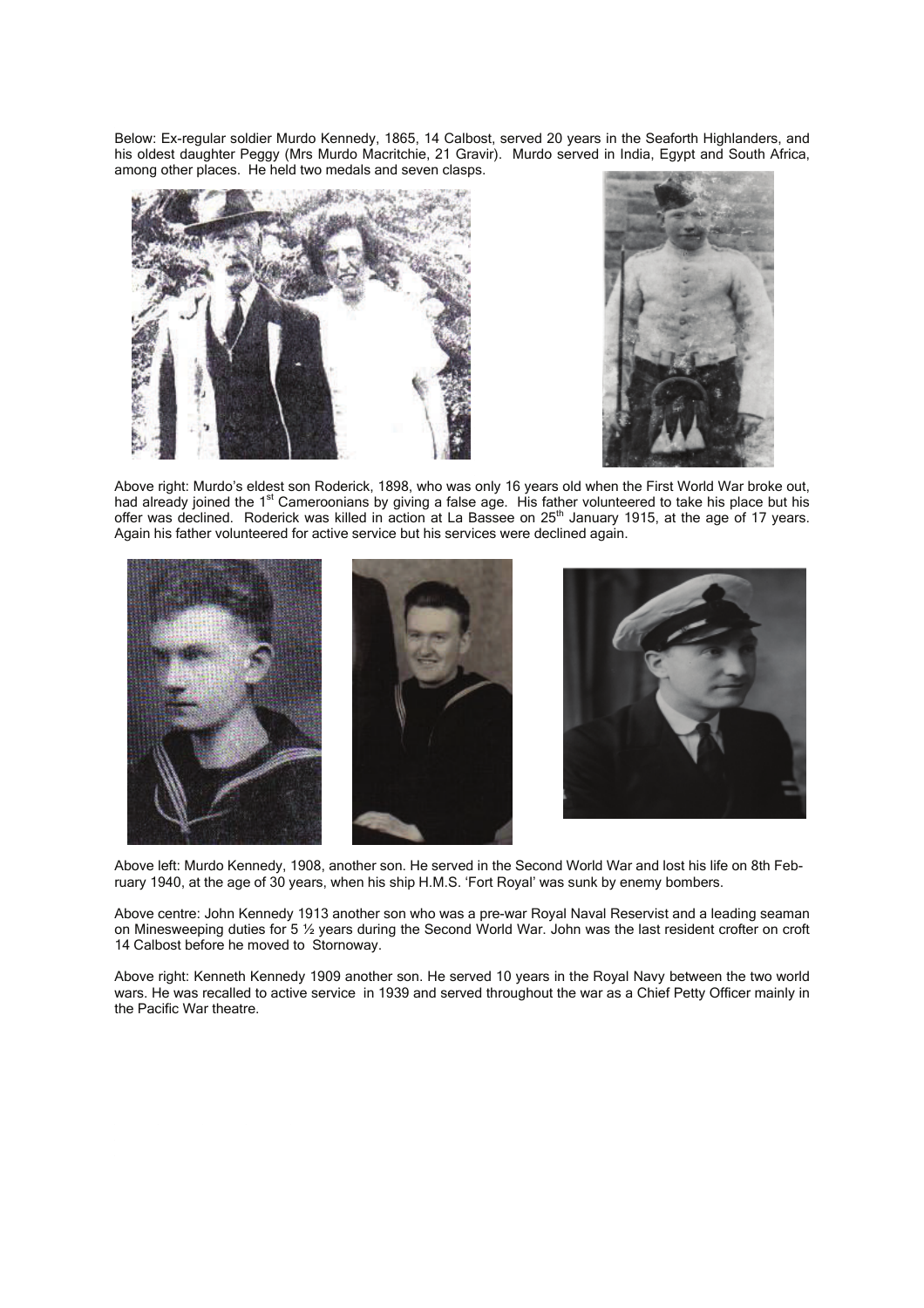Below: Ex-regular soldier Murdo Kennedy, 1865, 14 Calbost, served 20 years in the Seaforth Highlanders, and his oldest daughter Peggy (Mrs Murdo Macritchie, 21 Gravir). Murdo served in India, Egypt and South Africa, among other places. He held two medals and seven clasps.

Above right: Murdo's eldest son Roderick, 1898, who was only 16 years old when the First World War broke out, had already joined the 1st Cameroonians by giving a false age. His father volunteered to take his place but his offer was declined. Roderick was killed in action at La Bassee on 25th January 1915, at the age of 17 years. Again his father volunteered for active service but his services were declined again.

Above left: Murdo Kennedy, 1908, another son. He served in the Second World War and lost his life on 8th February 1940, at the age of 30 years, when his ship H.M.S. 'Fort Royal' was sunk by enemy bombers.

Above centre: John Kennedy 1913 another son who was a pre-war Royal Naval Reservist and a leading seaman on Minesweeping duties for 5 ½ years during the Second World War. John was the last resident crofter on croft 14 Calbost before he moved to Stornoway.

Above right: Kenneth Kennedy 1909 another son. He served 10 years in the Royal Navy between the two world wars. He was recalled to active service in 1939 and served throughout the war as a Chief Petty Officer mainly in the Pacific War theatre.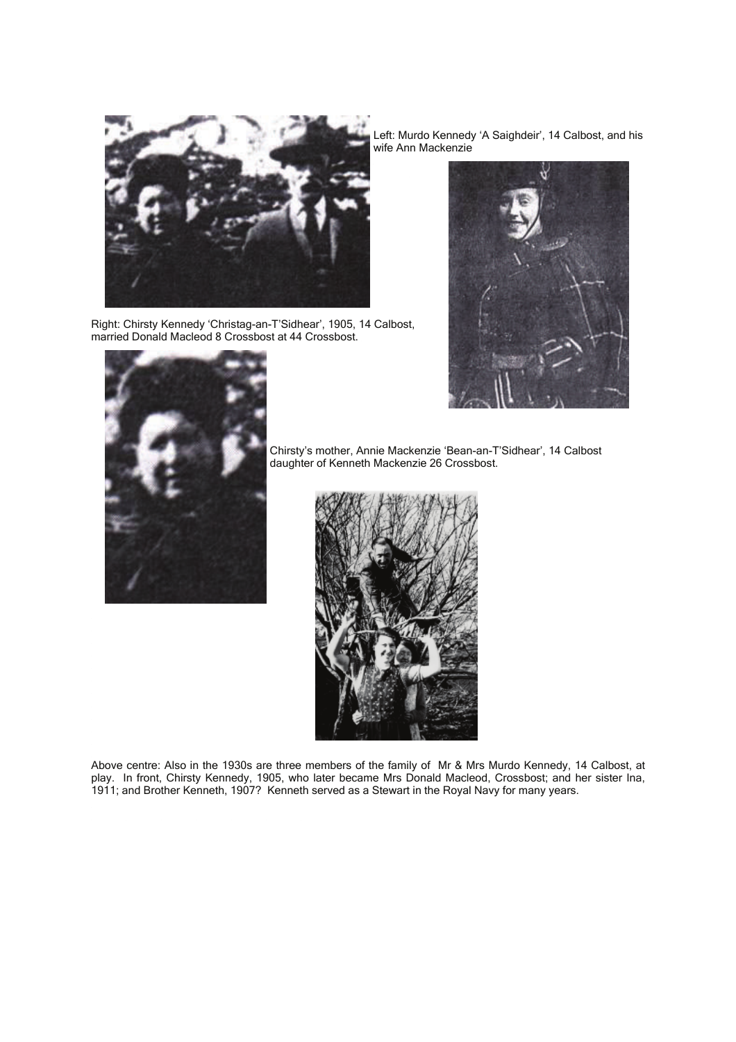Left: Murdo Kennedy 'A Saighdeir', 14 Calbost, and his wife Ann Mackenzie

Right: Chirsty Kennedy 'Christag-an-T'Sidhear', 1905, 14 Calbost, married Donald Macleod 8 Crossbost at 44 Crossbost.

Chirsty's mother, Annie Mackenzie 'Bean-an-T'Sidhear', 14 Calbost daughter of Kenneth Mackenzie 26 Crossbost.

Above centre: Also in the 1930s are three members of the family of Mr & Mrs Murdo Kennedy, 14 Calbost, at play. In front, Chirsty Kennedy, 1905, who later became Mrs Donald Macleod, Crossbost; and her sister Ina, 1911; and Brother Kenneth, 1907? Kenneth served as a Stewart in the Royal Navy for many years.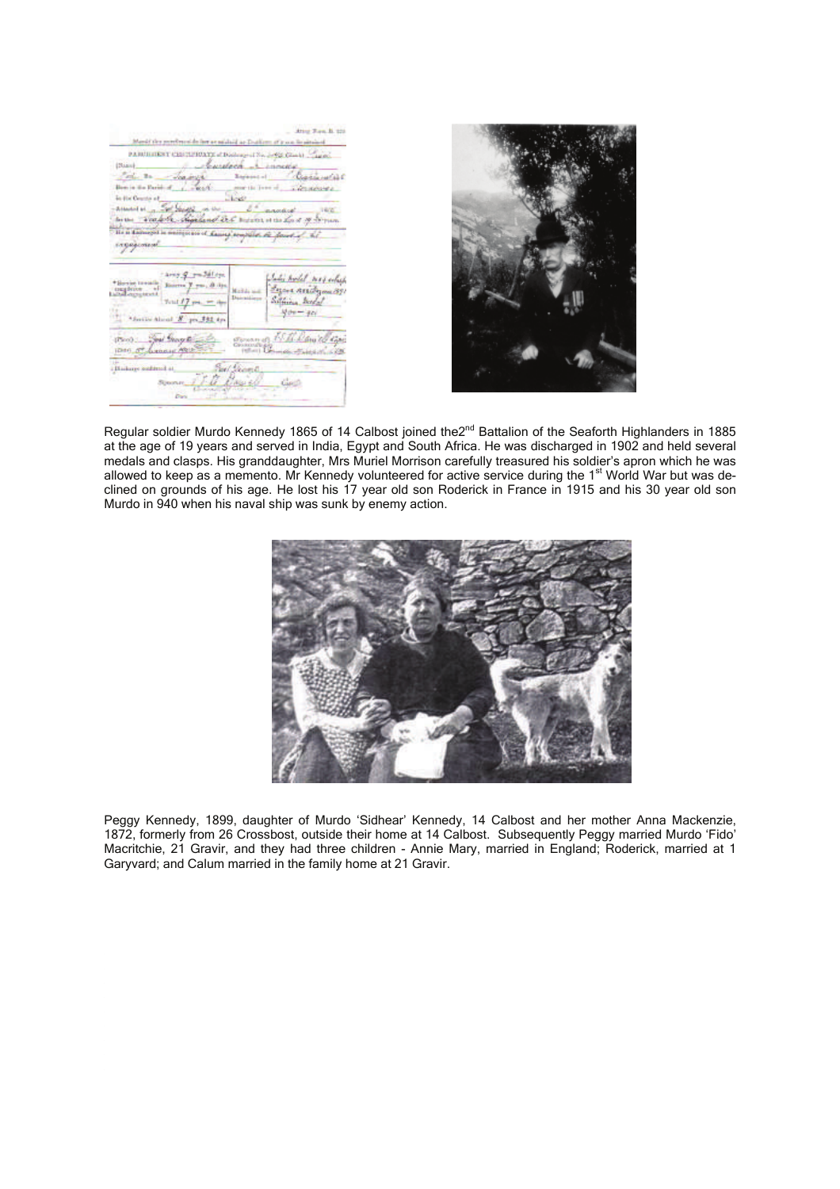Regular soldier Murdo Kennedy 1865 of 14 Calbost joined the2[nd] Battalion of the Seaforth Highlanders in 1885 at the age of 19 years and served in India, Egypt and South Africa. He was discharged in 1902 and held several medals and clasps. His granddaughter, Mrs Muriel Morrison carefully treasured his soldier's apron which he was allowed to keep as a memento. Mr Kennedy volunteered for active service during the 1[st] World War but was declined on grounds of his age. He lost his 17 year old son Roderick in France in 1915 and his 30 year old son Murdo in 940 when his naval ship was sunk by enemy action.

Peggy Kennedy, 1899, daughter of Murdo 'Sidhear' Kennedy, 14 Calbost and her mother Anna Mackenzie, 1872, formerly from 26 Crossbost, outside their home at 14 Calbost. Subsequently Peggy married Murdo 'Fido' Macritchie, 21 Gravir, and they had three children - Annie Mary, married in England; Roderick, married at 1 Garyvard; and Calum married in the family home at 21 Gravir.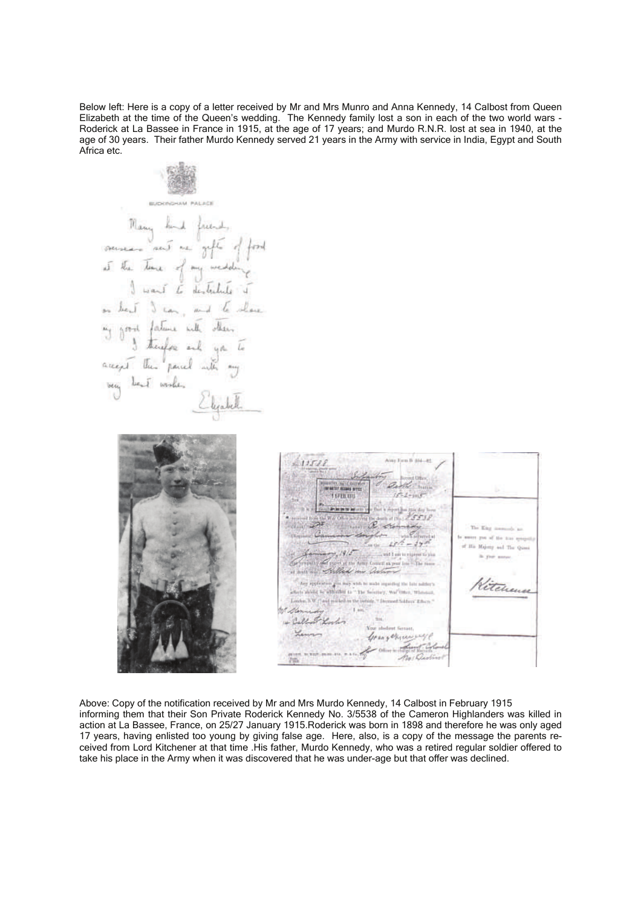Below left: Here is a copy of a letter received by Mr and Mrs Munro and Anna Kennedy, 14 Calbost from Queen Elizabeth at the time of the Queen's wedding. The Kennedy family lost a son in each of the two world wars - Roderick at La Bassee in France in 1915, at the age of 17 years; and Murdo R.N.R. lost at sea in 1940, at the age of 30 years. Their father Murdo Kennedy served 21 years in the Army with service in India, Egypt and South Africa etc.

BUCKINGHAM PALACE

Many kind friends overseas sent me gifts of food at the time of my wedding. I want to distribute it as best I can, and to share my good fortune with others. I therefore ask you to accept this parcel with my very best wishes.

Elizabeth

Above: Copy of the notification received by Mr and Mrs Murdo Kennedy, 14 Calbost in February 1915 informing them that their Son Private Roderick Kennedy No. 3/5538 of the Cameron Highlanders was killed in action at La Bassee, France, on 25/27 January 1915.Roderick was born in 1898 and therefore he was only aged 17 years, having enlisted too young by giving false age. Here, also, is a copy of the message the parents received from Lord Kitchener at that time .His father, Murdo Kennedy, who was a retired regular soldier offered to take his place in the Army when it was discovered that he was under-age but that offer was declined.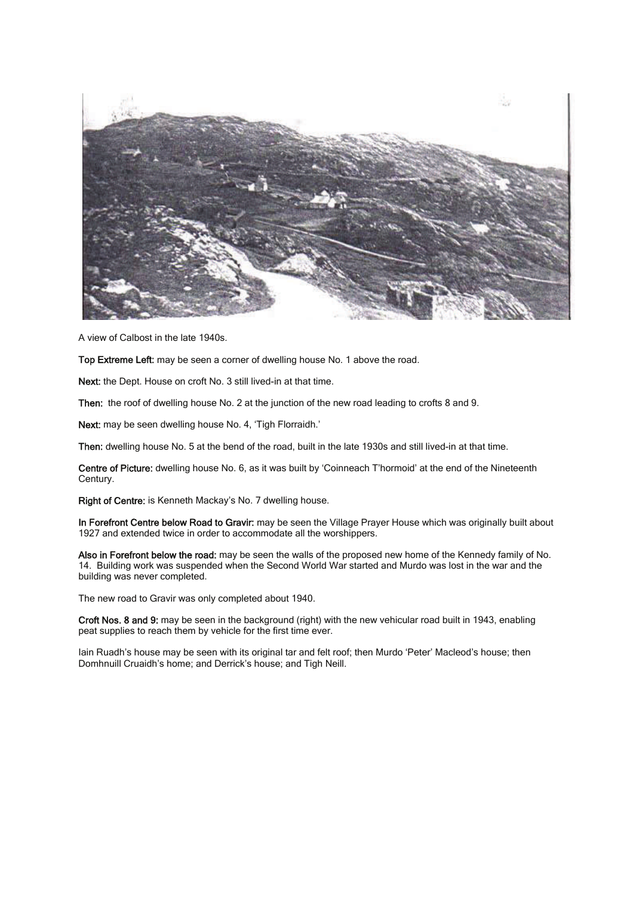A view of Calbost in the late 1940s.

**Top Extreme Left:** may be seen a corner of dwelling house No. 1 above the road.

**Next:** the Dept. House on croft No. 3 still lived-in at that time.

**Then:** the roof of dwelling house No. 2 at the junction of the new road leading to crofts 8 and 9.

**Next:** may be seen dwelling house No. 4, 'Tigh Florraidh.'

**Then:** dwelling house No. 5 at the bend of the road, built in the late 1930s and still lived-in at that time.

**Centre of Picture:** dwelling house No. 6, as it was built by 'Coinneach T'hormoid' at the end of the Nineteenth Century.

**Right of Centre:** is Kenneth Mackay's No. 7 dwelling house.

**In Forefront Centre below Road to Gravir:** may be seen the Village Prayer House which was originally built about 1927 and extended twice in order to accommodate all the worshippers.

**Also in Forefront below the road:** may be seen the walls of the proposed new home of the Kennedy family of No. 14. Building work was suspended when the Second World War started and Murdo was lost in the war and the building was never completed.

The new road to Gravir was only completed about 1940.

**Croft Nos. 8 and 9:** may be seen in the background (right) with the new vehicular road built in 1943, enabling peat supplies to reach them by vehicle for the first time ever.

Iain Ruadh's house may be seen with its original tar and felt roof; then Murdo 'Peter' Macleod's house; then Domhnuill Cruaidh's home; and Derrick's house; and Tigh Neill.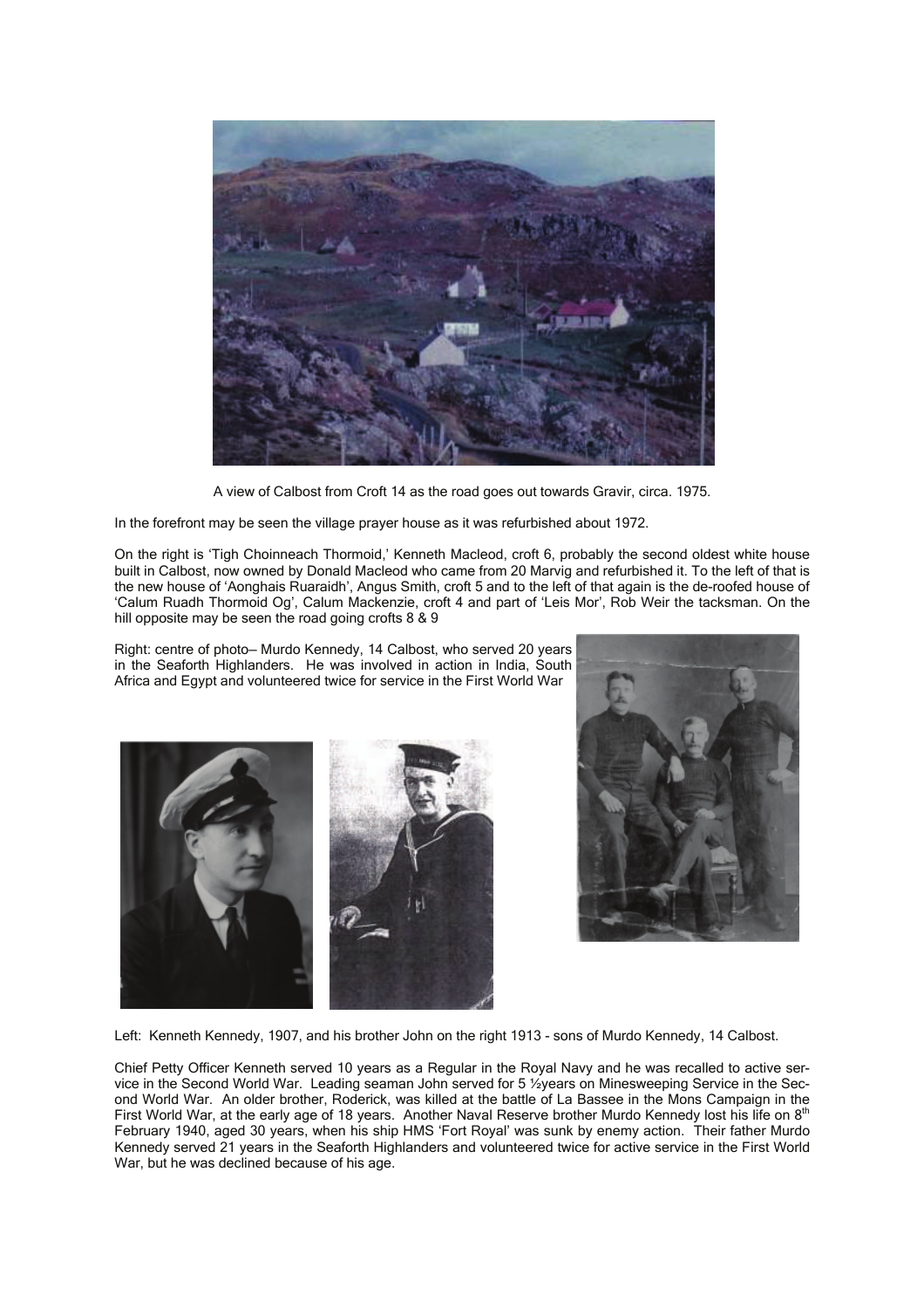A view of Calbost from Croft 14 as the road goes out towards Gravir, circa. 1975.

In the forefront may be seen the village prayer house as it was refurbished about 1972.

On the right is 'Tigh Choinneach Thormoid,' Kenneth Macleod, croft 6, probably the second oldest white house built in Calbost, now owned by Donald Macleod who came from 20 Marvig and refurbished it. To the left of that is the new house of 'Aonghais Ruaraidh', Angus Smith, croft 5 and to the left of that again is the de-roofed house of 'Calum Ruadh Thormoid Og', Calum Mackenzie, croft 4 and part of 'Leis Mor', Rob Weir the tacksman. On the hill opposite may be seen the road going crofts 8 & 9

Right: centre of photo– Murdo Kennedy, 14 Calbost, who served 20 years in the Seaforth Highlanders. He was involved in action in India, South Africa and Egypt and volunteered twice for service in the First World War

Left: Kenneth Kennedy, 1907, and his brother John on the right 1913 - sons of Murdo Kennedy, 14 Calbost.

Chief Petty Officer Kenneth served 10 years as a Regular in the Royal Navy and he was recalled to active service in the Second World War. Leading seaman John served for 5 ½years on Minesweeping Service in the Second World War. An older brother, Roderick, was killed at the battle of La Bassee in the Mons Campaign in the First World War, at the early age of 18 years. Another Naval Reserve brother Murdo Kennedy lost his life on 8th February 1940, aged 30 years, when his ship HMS 'Fort Royal' was sunk by enemy action. Their father Murdo Kennedy served 21 years in the Seaforth Highlanders and volunteered twice for active service in the First World War, but he was declined because of his age.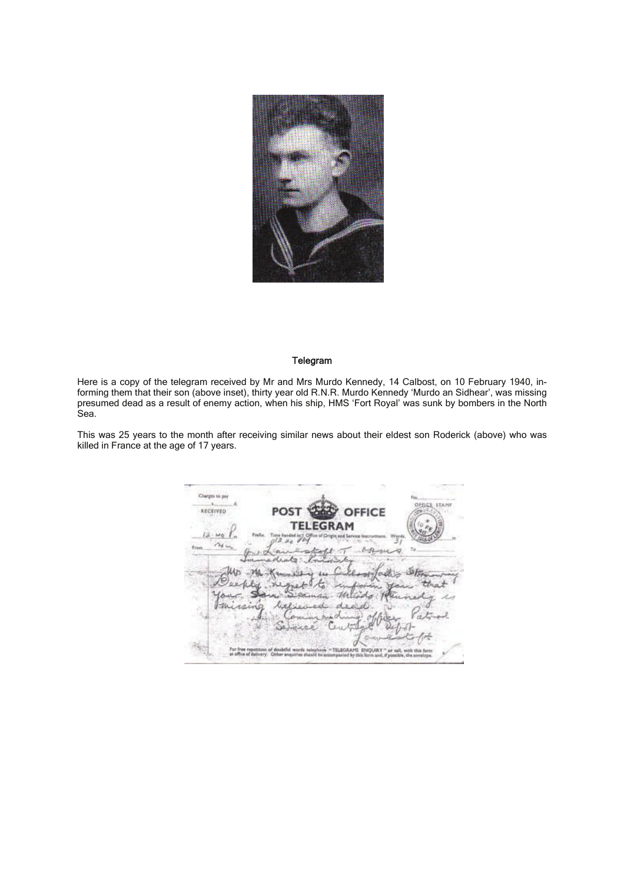### Telegram

Here is a copy of the telegram received by Mr and Mrs Murdo Kennedy, 14 Calbost, on 10 February 1940, informing them that their son (above inset), thirty year old R.N.R. Murdo Kennedy 'Murdo an Sidhear', was missing presumed dead as a result of enemy action, when his ship, HMS 'Fort Royal' was sunk by bombers in the North Sea.

This was 25 years to the month after receiving similar news about their eldest son Roderick (above) who was killed in France at the age of 17 years.